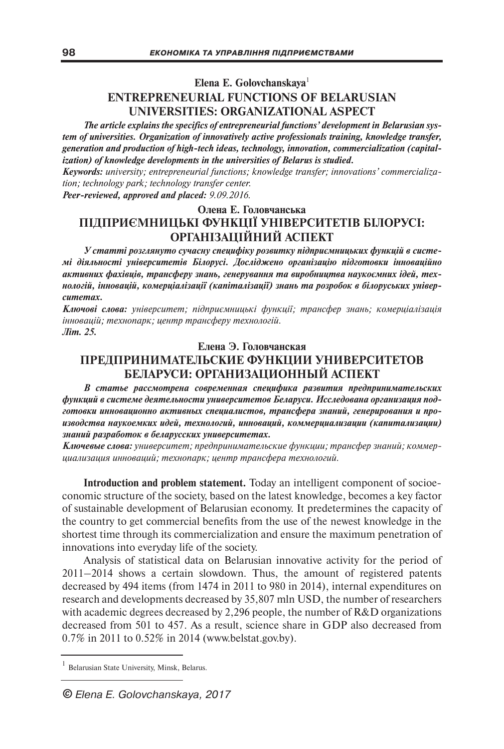**Elena E. Golovchanskaya**[1]

# ENTREPRENEURIAL FUNCTIONS OF BELARUSIAN UNIVERSITIES: ORGANIZATIONAL ASPECT

***The article explains the specifics of entrepreneurial functions' development in Belarusian system of universities. Organization of innovatively active professionals training, knowledge transfer, generation and production of high-tech ideas, technology, innovation, commercialization (capitalization) of knowledge developments in the universities of Belarus is studied.***

***Keywords:*** *university; entrepreneurial functions; knowledge transfer; innovations' commercialization; technology park; technology transfer center.*

***Peer-reviewed, approved and placed:*** *9.09.2016.*

**Олена Е. Головчанська**

# ПІДПРИЄМНИЦЬКІ ФУНКЦІЇ УНІВЕРСИТЕТІВ БІЛОРУСІ: ОРГАНІЗАЦІЙНИЙ АСПЕКТ

***У статті розглянуто сучасну специфіку розвитку підприємницьких функцій в системі діяльності університетів Білорусі. Досліджено організацію підготовки інноваційно активних фахівців, трансферу знань, генерування та виробництва наукоємних ідей, технологій, інновацій, комерціалізації (капіталізації) знань та розробок в білоруських університетах.***

***Ключові слова:*** *університет; підприємницькі функції; трансфер знань; комерціалізація інновацій; технопарк; центр трансферу технологій.*

***Літ. 25.***

**Елена Э. Головчанская**

# ПРЕДПРИНИМАТЕЛЬСКИЕ ФУНКЦИИ УНИВЕРСИТЕТОВ БЕЛАРУСИ: ОРГАНИЗАЦИОННЫЙ АСПЕКТ

***В статье рассмотрена современная специфика развития предпринимательских функций в системе деятельности университетов Беларуси. Исследована организация подготовки инновационно активных специалистов, трансфера знаний, генерирования и производства наукоемких идей, технологий, инноваций, коммерциализации (капитализации) знаний разработок в беларусских университетах.***

***Ключевые слова:*** *университет; предпринимательские функции; трансфер знаний; коммерциализация инноваций; технопарк; центр трансфера технологий.*

**Introduction and problem statement.** Today an intelligent component of socioeconomic structure of the society, based on the latest knowledge, becomes a key factor of sustainable development of Belarusian economy. It predetermines the capacity of the country to get commercial benefits from the use of the newest knowledge in the shortest time through its commercialization and ensure the maximum penetration of innovations into everyday life of the society.

Analysis of statistical data on Belarusian innovative activity for the period of 2011–2014 shows a certain slowdown. Thus, the amount of registered patents decreased by 494 items (from 1474 in 2011 to 980 in 2014), internal expenditures on research and developments decreased by 35,807 mln USD, the number of researchers with academic degrees decreased by 2,296 people, the number of R&D organizations decreased from 501 to 457. As a result, science share in GDP also decreased from 0.7% in 2011 to 0.52% in 2014 (www.belstat.gov.by).

---

[1] Belarusian State University, Minsk, Belarus.

© Elena E. Golovchanskaya, 2017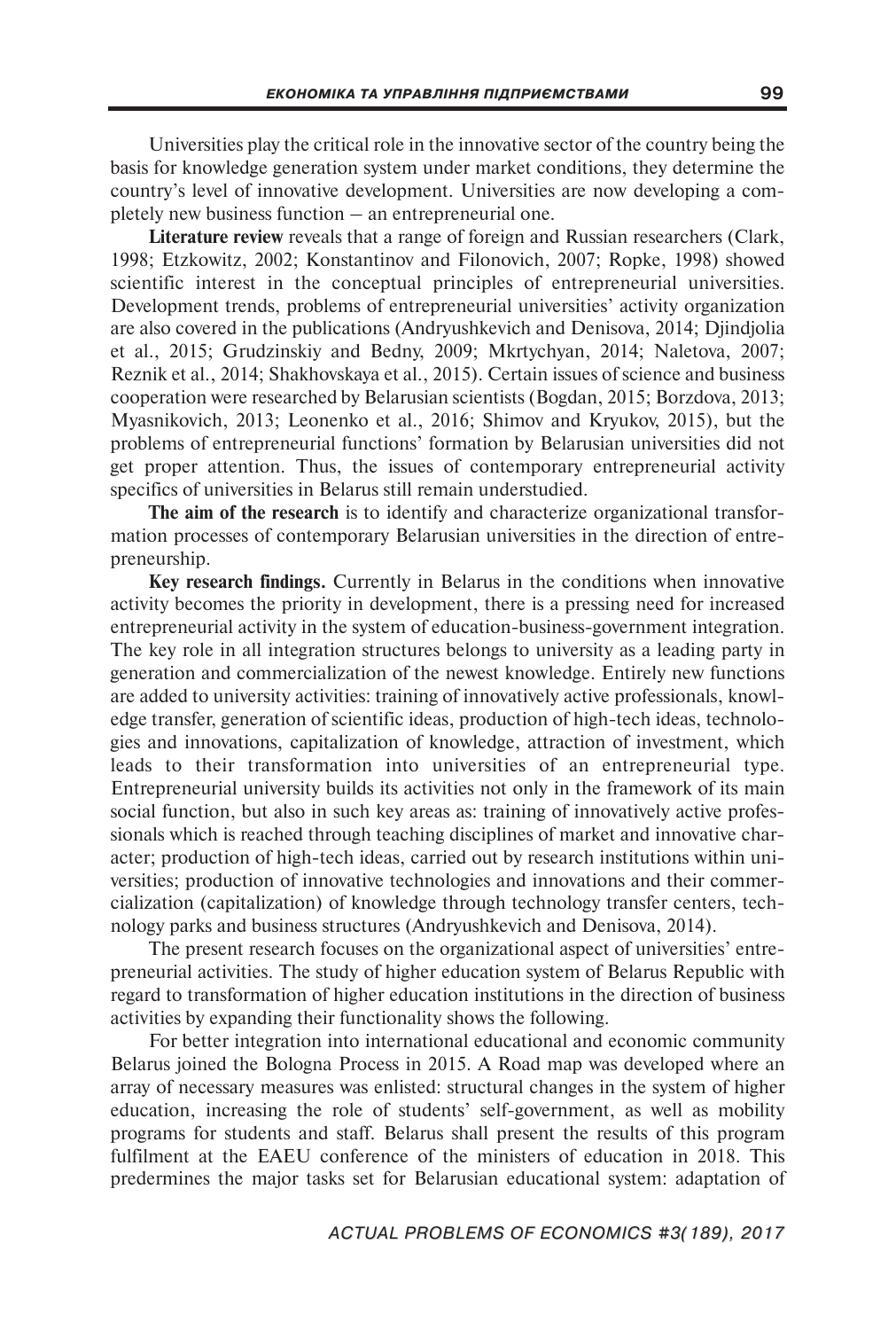Universities play the critical role in the innovative sector of the country being the basis for knowledge generation system under market conditions, they determine the country's level of innovative development. Universities are now developing a completely new business function – an entrepreneurial one.

**Literature review** reveals that a range of foreign and Russian researchers (Clark, 1998; Etzkowitz, 2002; Konstantinov and Filonovich, 2007; Ropke, 1998) showed scientific interest in the conceptual principles of entrepreneurial universities. Development trends, problems of entrepreneurial universities' activity organization are also covered in the publications (Andryushkevich and Denisova, 2014; Djindjolia et al., 2015; Grudzinskiy and Bedny, 2009; Mkrtychyan, 2014; Naletova, 2007; Reznik et al., 2014; Shakhovskaya et al., 2015). Certain issues of science and business cooperation were researched by Belarusian scientists (Bogdan, 2015; Borzdova, 2013; Myasnikovich, 2013; Leonenko et al., 2016; Shimov and Kryukov, 2015), but the problems of entrepreneurial functions' formation by Belarusian universities did not get proper attention. Thus, the issues of contemporary entrepreneurial activity specifics of universities in Belarus still remain understudied.

**The aim of the research** is to identify and characterize organizational transformation processes of contemporary Belarusian universities in the direction of entrepreneurship.

**Key research findings.** Currently in Belarus in the conditions when innovative activity becomes the priority in development, there is a pressing need for increased entrepreneurial activity in the system of education-business-government integration. The key role in all integration structures belongs to university as a leading party in generation and commercialization of the newest knowledge. Entirely new functions are added to university activities: training of innovatively active professionals, knowledge transfer, generation of scientific ideas, production of high-tech ideas, technologies and innovations, capitalization of knowledge, attraction of investment, which leads to their transformation into universities of an entrepreneurial type. Entrepreneurial university builds its activities not only in the framework of its main social function, but also in such key areas as: training of innovatively active professionals which is reached through teaching disciplines of market and innovative character; production of high-tech ideas, carried out by research institutions within universities; production of innovative technologies and innovations and their commercialization (capitalization) of knowledge through technology transfer centers, technology parks and business structures (Andryushkevich and Denisova, 2014).

The present research focuses on the organizational aspect of universities' entrepreneurial activities. The study of higher education system of Belarus Republic with regard to transformation of higher education institutions in the direction of business activities by expanding their functionality shows the following.

For better integration into international educational and economic community Belarus joined the Bologna Process in 2015. A Road map was developed where an array of necessary measures was enlisted: structural changes in the system of higher education, increasing the role of students' self-government, as well as mobility programs for students and staff. Belarus shall present the results of this program fulfilment at the EAEU conference of the ministers of education in 2018. This predermines the major tasks set for Belarusian educational system: adaptation of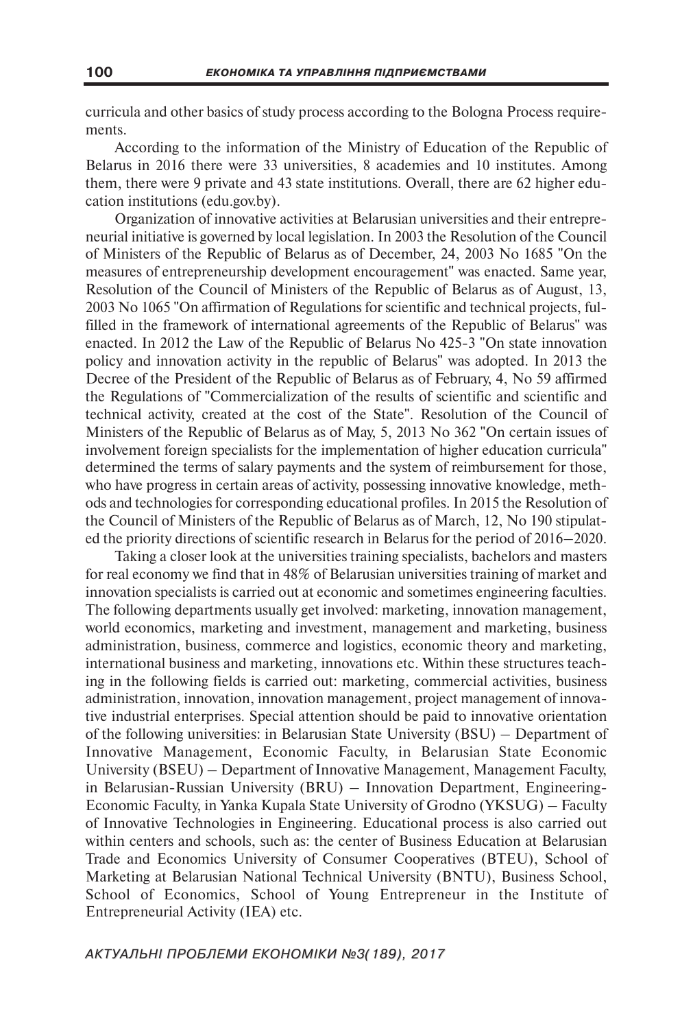curricula and other basics of study process according to the Bologna Process requirements.

According to the information of the Ministry of Education of the Republic of Belarus in 2016 there were 33 universities, 8 academies and 10 institutes. Among them, there were 9 private and 43 state institutions. Overall, there are 62 higher education institutions (edu.gov.by).

Organization of innovative activities at Belarusian universities and their entrepreneurial initiative is governed by local legislation. In 2003 the Resolution of the Council of Ministers of the Republic of Belarus as of December, 24, 2003 No 1685 "On the measures of entrepreneurship development encouragement" was enacted. Same year, Resolution of the Council of Ministers of the Republic of Belarus as of August, 13, 2003 No 1065 "On affirmation of Regulations for scientific and technical projects, fulfilled in the framework of international agreements of the Republic of Belarus" was enacted. In 2012 the Law of the Republic of Belarus No 425-3 "On state innovation policy and innovation activity in the republic of Belarus" was adopted. In 2013 the Decree of the President of the Republic of Belarus as of February, 4, No 59 affirmed the Regulations of "Commercialization of the results of scientific and scientific and technical activity, created at the cost of the State". Resolution of the Council of Ministers of the Republic of Belarus as of May, 5, 2013 No 362 "On certain issues of involvement foreign specialists for the implementation of higher education curricula" determined the terms of salary payments and the system of reimbursement for those, who have progress in certain areas of activity, possessing innovative knowledge, methods and technologies for corresponding educational profiles. In 2015 the Resolution of the Council of Ministers of the Republic of Belarus as of March, 12, No 190 stipulated the priority directions of scientific research in Belarus for the period of 2016–2020.

Taking a closer look at the universities training specialists, bachelors and masters for real economy we find that in 48% of Belarusian universities training of market and innovation specialists is carried out at economic and sometimes engineering faculties. The following departments usually get involved: marketing, innovation management, world economics, marketing and investment, management and marketing, business administration, business, commerce and logistics, economic theory and marketing, international business and marketing, innovations etc. Within these structures teaching in the following fields is carried out: marketing, commercial activities, business administration, innovation, innovation management, project management of innovative industrial enterprises. Special attention should be paid to innovative orientation of the following universities: in Belarusian State University (BSU) – Department of Innovative Management, Economic Faculty, in Belarusian State Economic University (BSEU) – Department of Innovative Management, Management Faculty, in Belarusian-Russian University (BRU) – Innovation Department, Engineering-Economic Faculty, in Yanka Kupala State University of Grodno (YKSUG) – Faculty of Innovative Technologies in Engineering. Educational process is also carried out within centers and schools, such as: the center of Business Education at Belarusian Trade and Economics University of Consumer Cooperatives (BTEU), School of Marketing at Belarusian National Technical University (BNTU), Business School, School of Economics, School of Young Entrepreneur in the Institute of Entrepreneurial Activity (IEA) etc.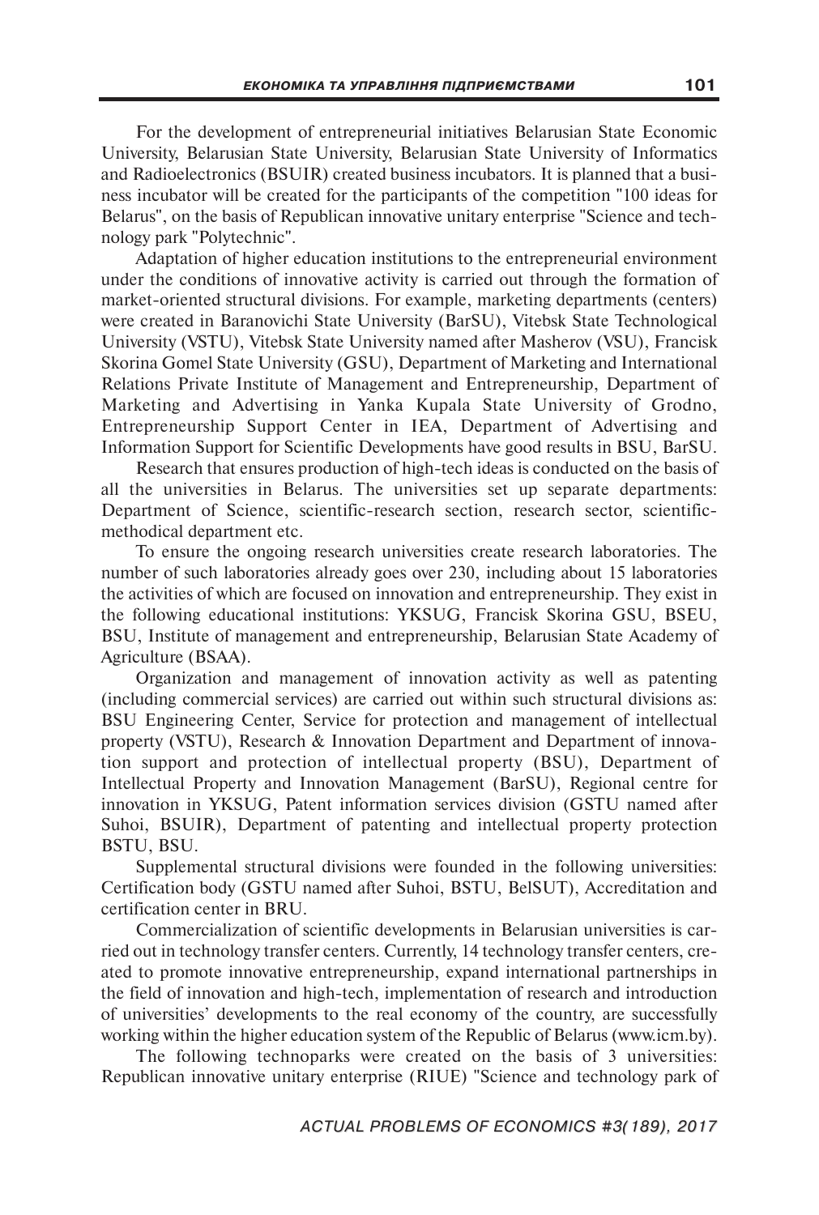For the development of entrepreneurial initiatives Belarusian State Economic University, Belarusian State University, Belarusian State University of Informatics and Radioelectronics (BSUIR) created business incubators. It is planned that a business incubator will be created for the participants of the competition "100 ideas for Belarus", on the basis of Republican innovative unitary enterprise "Science and technology park "Polytechnic".

Adaptation of higher education institutions to the entrepreneurial environment under the conditions of innovative activity is carried out through the formation of market-oriented structural divisions. For example, marketing departments (centers) were created in Baranovichi State University (BarSU), Vitebsk State Technological University (VSTU), Vitebsk State University named after Masherov (VSU), Francisk Skorina Gomel State University (GSU), Department of Marketing and International Relations Private Institute of Management and Entrepreneurship, Department of Marketing and Advertising in Yanka Kupala State University of Grodno, Entrepreneurship Support Center in IEA, Department of Advertising and Information Support for Scientific Developments have good results in BSU, BarSU.

Research that ensures production of high-tech ideas is conducted on the basis of all the universities in Belarus. The universities set up separate departments: Department of Science, scientific-research section, research sector, scientific-methodical department etc.

To ensure the ongoing research universities create research laboratories. The number of such laboratories already goes over 230, including about 15 laboratories the activities of which are focused on innovation and entrepreneurship. They exist in the following educational institutions: YKSUG, Francisk Skorina GSU, BSEU, BSU, Institute of management and entrepreneurship, Belarusian State Academy of Agriculture (BSAA).

Organization and management of innovation activity as well as patenting (including commercial services) are carried out within such structural divisions as: BSU Engineering Center, Service for protection and management of intellectual property (VSTU), Research & Innovation Department and Department of innovation support and protection of intellectual property (BSU), Department of Intellectual Property and Innovation Management (BarSU), Regional centre for innovation in YKSUG, Patent information services division (GSTU named after Suhoi, BSUIR), Department of patenting and intellectual property protection BSTU, BSU.

Supplemental structural divisions were founded in the following universities: Certification body (GSTU named after Suhoi, BSTU, BelSUT), Accreditation and certification center in BRU.

Commercialization of scientific developments in Belarusian universities is carried out in technology transfer centers. Currently, 14 technology transfer centers, created to promote innovative entrepreneurship, expand international partnerships in the field of innovation and high-tech, implementation of research and introduction of universities' developments to the real economy of the country, are successfully working within the higher education system of the Republic of Belarus (www.icm.by).

The following technoparks were created on the basis of 3 universities: Republican innovative unitary enterprise (RIUE) "Science and technology park of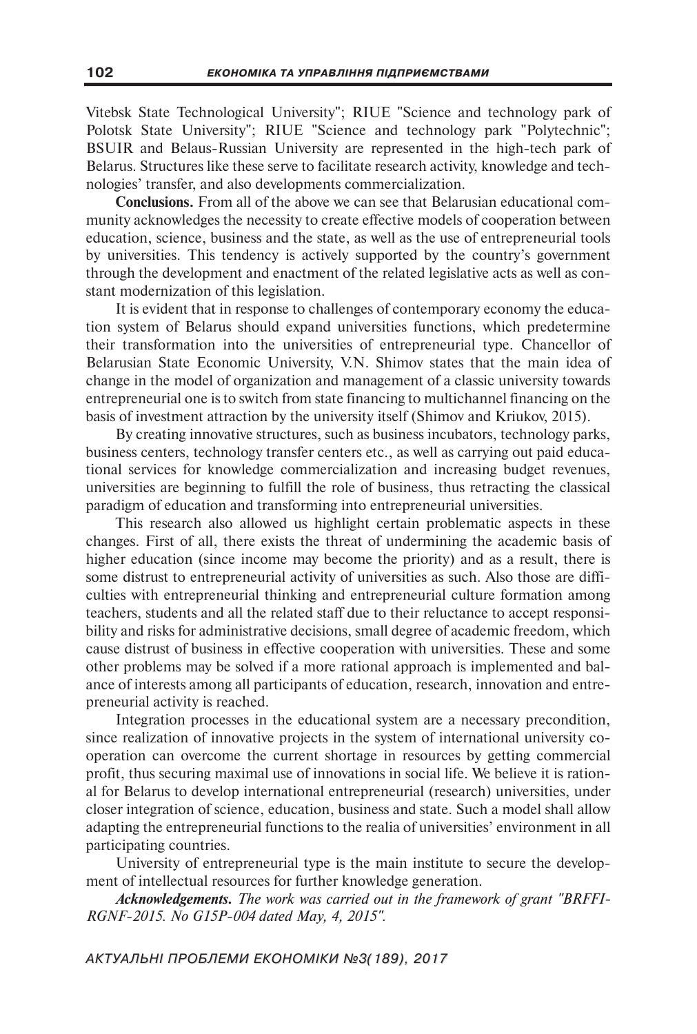Vitebsk State Technological University"; RIUE "Science and technology park of Polotsk State University"; RIUE "Science and technology park "Polytechnic"; BSUIR and Belaus-Russian University are represented in the high-tech park of Belarus. Structures like these serve to facilitate research activity, knowledge and technologies' transfer, and also developments commercialization.

**Conclusions.** From all of the above we can see that Belarusian educational community acknowledges the necessity to create effective models of cooperation between education, science, business and the state, as well as the use of entrepreneurial tools by universities. This tendency is actively supported by the country's government through the development and enactment of the related legislative acts as well as constant modernization of this legislation.

It is evident that in response to challenges of contemporary economy the education system of Belarus should expand universities functions, which predetermine their transformation into the universities of entrepreneurial type. Chancellor of Belarusian State Economic University, V.N. Shimov states that the main idea of change in the model of organization and management of a classic university towards entrepreneurial one is to switch from state financing to multichannel financing on the basis of investment attraction by the university itself (Shimov and Kriukov, 2015).

By creating innovative structures, such as business incubators, technology parks, business centers, technology transfer centers etc., as well as carrying out paid educational services for knowledge commercialization and increasing budget revenues, universities are beginning to fulfill the role of business, thus retracting the classical paradigm of education and transforming into entrepreneurial universities.

This research also allowed us highlight certain problematic aspects in these changes. First of all, there exists the threat of undermining the academic basis of higher education (since income may become the priority) and as a result, there is some distrust to entrepreneurial activity of universities as such. Also those are difficulties with entrepreneurial thinking and entrepreneurial culture formation among teachers, students and all the related staff due to their reluctance to accept responsibility and risks for administrative decisions, small degree of academic freedom, which cause distrust of business in effective cooperation with universities. These and some other problems may be solved if a more rational approach is implemented and balance of interests among all participants of education, research, innovation and entrepreneurial activity is reached.

Integration processes in the educational system are a necessary precondition, since realization of innovative projects in the system of international university cooperation can overcome the current shortage in resources by getting commercial profit, thus securing maximal use of innovations in social life. We believe it is rational for Belarus to develop international entrepreneurial (research) universities, under closer integration of science, education, business and state. Such a model shall allow adapting the entrepreneurial functions to the realia of universities' environment in all participating countries.

University of entrepreneurial type is the main institute to secure the development of intellectual resources for further knowledge generation.

***Acknowledgements.*** *The work was carried out in the framework of grant "BRFFI-RGNF-2015. No G15P-004 dated May, 4, 2015".*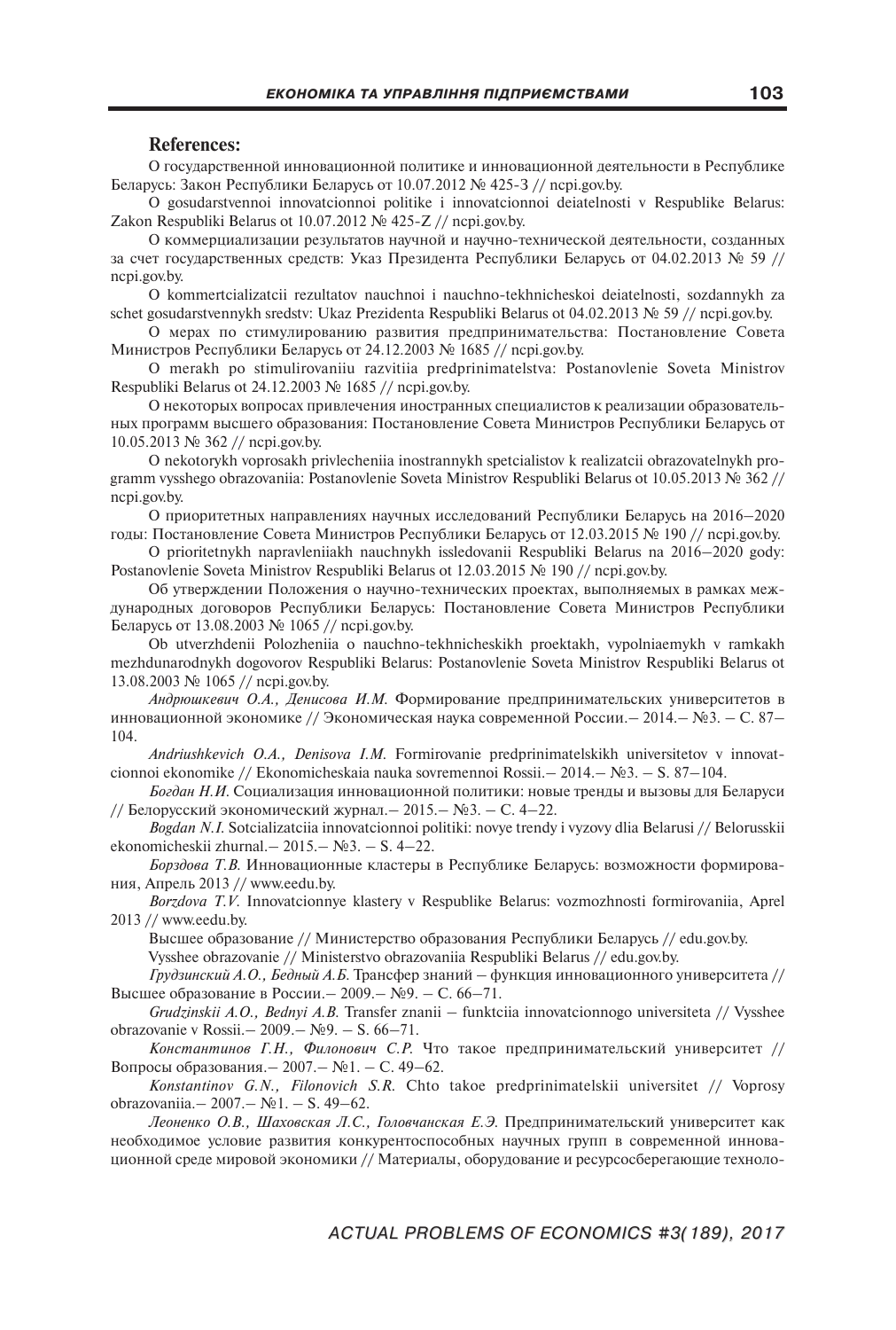**References:**

О государственной инновационной политике и инновационной деятельности в Республике Беларусь: Закон Республики Беларусь от 10.07.2012 № 425-З // ncpi.gov.by.

O gosudarstvennoi innovatcionnoi politike i innovatcionnoi deiatelnosti v Respublike Belarus: Zakon Respubliki Belarus ot 10.07.2012 № 425-Z // ncpi.gov.by.

О коммерциализации результатов научной и научно-технической деятельности, созданных за счет государственных средств: Указ Президента Республики Беларусь от 04.02.2013 № 59 // ncpi.gov.by.

O kommertcializatcii rezultatov nauchnoi i nauchno-tekhnicheskoi deiatelnosti, sozdannykh za schet gosudarstvennykh sredstv: Ukaz Prezidenta Respubliki Belarus ot 04.02.2013 № 59 // ncpi.gov.by.

О мерах по стимулированию развития предпринимательства: Постановление Совета Министров Республики Беларусь от 24.12.2003 № 1685 // ncpi.gov.by.

O merakh po stimulirovaniiu razvitiia predprinimatelstva: Postanovlenie Soveta Ministrov Respubliki Belarus ot 24.12.2003 № 1685 // ncpi.gov.by.

О некоторых вопросах привлечения иностранных специалистов к реализации образовательных программ высшего образования: Постановление Совета Министров Республики Беларусь от 10.05.2013 № 362 // ncpi.gov.by.

O nekotorykh voprosakh privlecheniia inostrannykh spetcialistov k realizatcii obrazovatelnykh programm vysshego obrazovaniia: Postanovlenie Soveta Ministrov Respubliki Belarus ot 10.05.2013 № 362 // ncpi.gov.by.

О приоритетных направлениях научных исследований Республики Беларусь на 2016–2020 годы: Постановление Совета Министров Республики Беларусь от 12.03.2015 № 190 // ncpi.gov.by.

O prioritetnykh napravleniiakh nauchnykh issledovanii Respubliki Belarus na 2016–2020 gody: Postanovlenie Soveta Ministrov Respubliki Belarus ot 12.03.2015 № 190 // ncpi.gov.by.

Об утверждении Положения о научно-технических проектах, выполняемых в рамках международных договоров Республики Беларусь: Постановление Совета Министров Республики Беларусь от 13.08.2003 № 1065 // ncpi.gov.by.

Ob utverzhdenii Polozheniia o nauchno-tekhnicheskikh proektakh, vypolniaemykh v ramkakh mezhdunarodnykh dogovorov Respubliki Belarus: Postanovlenie Soveta Ministrov Respubliki Belarus ot 13.08.2003 № 1065 // ncpi.gov.by.

*Андрюшкевич О.А., Денисова И.М.* Формирование предпринимательских университетов в инновационной экономике // Экономическая наука современной России.– 2014.– №3. – С. 87–104.

*Andriushkevich O.A., Denisova I.M.* Formirovanie predprinimatelskikh universitetov v innovatcionnoi ekonomike // Ekonomicheskaia nauka sovremennoi Rossii.– 2014.– №3. – S. 87–104.

*Богдан Н.И.* Социализация инновационной политики: новые тренды и вызовы для Беларуси // Белорусский экономический журнал.– 2015.– №3. – С. 4–22.

*Bogdan N.I.* Sotcializatciia innovatcionnoi politiki: novye trendy i vyzovy dlia Belarusi // Belorusskii ekonomicheskii zhurnal.– 2015.– №3. – S. 4–22.

*Борздова Т.В.* Инновационные кластеры в Республике Беларусь: возможности формирования, Апрель 2013 // www.eedu.by.

*Borzdova T.V.* Innovatcionnye klastery v Respublike Belarus: vozmozhnosti formirovaniia, Aprel 2013 // www.eedu.by.

Высшее образование // Министерство образования Республики Беларусь // edu.gov.by.

Vysshee obrazovanie // Ministerstvo obrazovaniia Respubliki Belarus // edu.gov.by.

*Грудзинский А.О., Бедный А.Б.* Трансфер знаний – функция инновационного университета // Высшее образование в России.– 2009.– №9. – С. 66–71.

*Grudzinskii A.O., Bednyi A.B.* Transfer znanii – funktciia innovatcionnogo universiteta // Vysshee obrazovanie v Rossii.– 2009.– №9. – S. 66–71.

*Константинов Г.Н., Филонович С.Р.* Что такое предпринимательский университет // Вопросы образования.– 2007.– №1. – С. 49–62.

*Konstantinov G.N., Filonovich S.R.* Chto takoe predprinimatelskii universitet // Voprosy obrazovaniia.– 2007.– №1. – S. 49–62.

*Леоненко О.В., Шаховская Л.С., Головчанская Е.Э.* Предпринимательский университет как необходимое условие развития конкурентоспособных научных групп в современной инновационной среде мировой экономики // Материалы, оборудование и ресурсосберегающие техноло-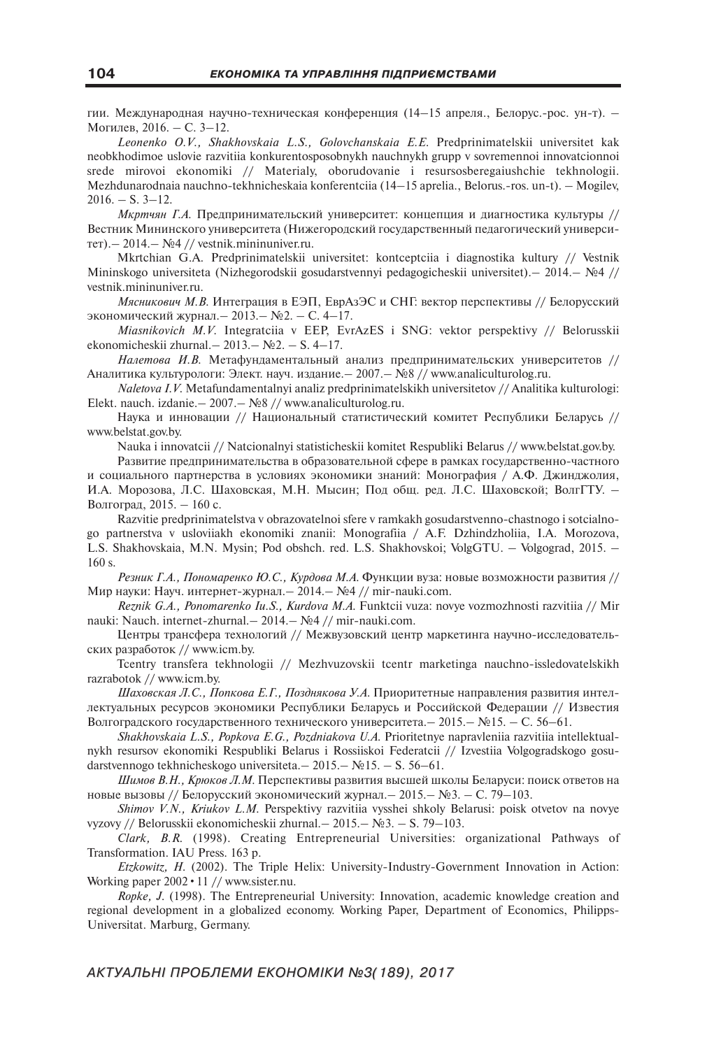гии. Международная научно-техническая конференция (14–15 апреля., Белорус.-рос. ун-т). – Могилев, 2016. – С. 3–12.

*Leonenko O.V., Shakhovskaia L.S., Golovchanskaia E.E.* Predprinimatelskii universitet kak neobkhodimoe uslovie razvitiia konkurentosposobnykh nauchnykh grupp v sovremennoi innovatcionnoi srede mirovoi ekonomiki // Materialy, oborudovanie i resursosberegaiushchie tekhnologii. Mezhdunarodnaia nauchno-tekhnicheskaia konferentciia (14–15 aprelia., Belorus.-ros. un-t). – Mogilev, 2016. – S. 3–12.

*Мкртчян Г.А.* Предпринимательский университет: концепция и диагностика культуры // Вестник Мининского университета (Нижегородский государственный педагогический университет).– 2014.– №4 // vestnik.mininuniver.ru.

Mkrtchian G.A. Predprinimatelskii universitet: kontceptciia i diagnostika kultury // Vestnik Mininskogo universiteta (Nizhegorodskii gosudarstvennyi pedagogicheskii universitet).– 2014.– №4 // vestnik.mininuniver.ru.

*Мясникович М.В.* Интеграция в ЕЭП, ЕврАзЭС и СНГ: вектор перспективы // Белорусский экономический журнал.– 2013.– №2. – С. 4–17.

*Miasnikovich M.V.* Integratciia v EEP, EvrAzES i SNG: vektor perspektivy // Belorusskii ekonomicheskii zhurnal.– 2013.– №2. – S. 4–17.

*Налетова И.В.* Метафундаментальный анализ предпринимательских университетов // Аналитика культурологии: Элект. науч. издание.– 2007.– №8 // www.analiculturolog.ru.

*Naletova I.V.* Metafundamentalnyi analiz predprinimatelskikh universitetov // Analitika kulturologi: Elekt. nauch. izdanie.– 2007.– №8 // www.analiculturolog.ru.

Наука и инновации // Национальный статистический комитет Республики Беларусь // www.belstat.gov.by.

Nauka i innovatcii // Natcionalnyi statisticheskii komitet Respubliki Belarus // www.belstat.gov.by.

Развитие предпринимательства в образовательной сфере в рамках государственно-частного и социального партнерства в условиях экономики знаний: Монография / А.Ф. Джинджолия, И.А. Морозова, Л.С. Шаховская, М.Н. Мысин; Под общ. ред. Л.С. Шаховской; ВолгГТУ. – Волгоград, 2015. – 160 с.

Razvitie predprinimatelstva v obrazovatelnoi sfere v ramkakh gosudarstvenno-chastnogo i sotcialnogo partnerstva v usloviiakh ekonomiki znanii: Monografiia / A.F. Dzhindzholiia, I.A. Morozova, L.S. Shakhovskaia, M.N. Mysin; Pod obshch. red. L.S. Shakhovskoi; VolgGTU. – Volgograd, 2015. – 160 s.

*Резник Г.А., Пономаренко Ю.С., Курдова М.А.* Функции вуза: новые возможности развития // Мир науки: Науч. интернет-журнал.– 2014.– №4 // mir-nauki.com.

*Reznik G.A., Ponomarenko Iu.S., Kurdova M.A.* Funktcii vuza: novye vozmozhnosti razvitiia // Mir nauki: Nauch. internet-zhurnal.– 2014.– №4 // mir-nauki.com.

Центры трансфера технологий // Межвузовский центр маркетинга научно-исследовательских разработок // www.icm.by.

Tcentry transfera tekhnologii // Mezhvuzovskii tcentr marketinga nauchno-issledovatelskikh razrabotok // www.icm.by.

*Шаховская Л.С., Попкова Е.Г., Позднякова У.А.* Приоритетные направления развития интеллектуальных ресурсов экономики Республики Беларусь и Российской Федерации // Известия Волгоградского государственного технического университета.– 2015.– №15. – С. 56–61.

*Shakhovskaia L.S., Popkova E.G., Pozdniakova U.A.* Prioritetnye napravleniia razvitiia intellektualnykh resursov ekonomiki Respubliki Belarus i Rossiiskoi Federatcii // Izvestiia Volgogradskogo gosudarstvennogo tekhnicheskogo universiteta.– 2015.– №15. – S. 56–61.

*Шимов В.Н., Крюков Л.М.* Перспективы развития высшей школы Беларуси: поиск ответов на новые вызовы // Белорусский экономический журнал.– 2015.– №3. – С. 79–103.

*Shimov V.N., Kriukov L.M.* Perspektivy razvitiia vysshei shkoly Belarusi: poisk otvetov na novye vyzovy // Belorusskii ekonomicheskii zhurnal.– 2015.– №3. – S. 79–103.

*Clark, B.R.* (1998). Creating Entrepreneurial Universities: organizational Pathways of Transformation. IAU Press. 163 p.

*Etzkowitz, H.* (2002). The Triple Helix: University-Industry-Government Innovation in Action: Working paper 2002 • 11 // www.sister.nu.

*Ropke, J.* (1998). The Entrepreneurial University: Innovation, academic knowledge creation and regional development in a globalized economy. Working Paper, Department of Economics, Philipps-Universitat. Marburg, Germany.